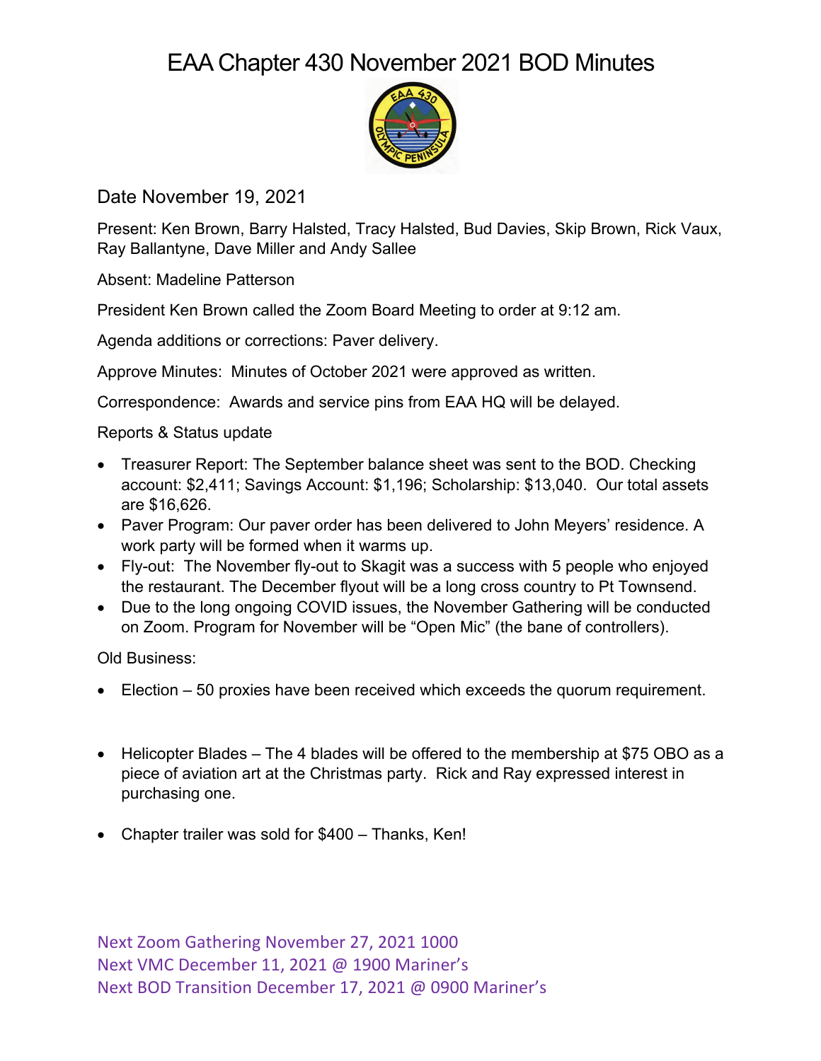# EAA Chapter 430 November 2021 BOD Minutes

Date November 19, 2021

Present: Ken Brown, Barry Halsted, Tracy Halsted, Bud Davies, Skip Brown, Rick Vaux, Ray Ballantyne, Dave Miller and Andy Sallee

Absent: Madeline Patterson

President Ken Brown called the Zoom Board Meeting to order at 9:12 am.

Agenda additions or corrections: Paver delivery.

Approve Minutes: Minutes of October 2021 were approved as written.

Correspondence: Awards and service pins from EAA HQ will be delayed.

Reports & Status update

- Treasurer Report: The September balance sheet was sent to the BOD. Checking account: $2,411; Savings Account: $1,196; Scholarship: $13,040. Our total assets are $16,626.
- Paver Program: Our paver order has been delivered to John Meyers' residence. A work party will be formed when it warms up.
- Fly-out: The November fly-out to Skagit was a success with 5 people who enjoyed the restaurant. The December flyout will be a long cross country to Pt Townsend.
- Due to the long ongoing COVID issues, the November Gathering will be conducted on Zoom. Program for November will be "Open Mic" (the bane of controllers).

Old Business:

- Election – 50 proxies have been received which exceeds the quorum requirement.

- Helicopter Blades – The 4 blades will be offered to the membership at $75 OBO as a piece of aviation art at the Christmas party. Rick and Ray expressed interest in purchasing one.

- Chapter trailer was sold for $400 – Thanks, Ken!

Next Zoom Gathering November 27, 2021 1000
Next VMC December 11, 2021 @ 1900 Mariner's
Next BOD Transition December 17, 2021 @ 0900 Mariner's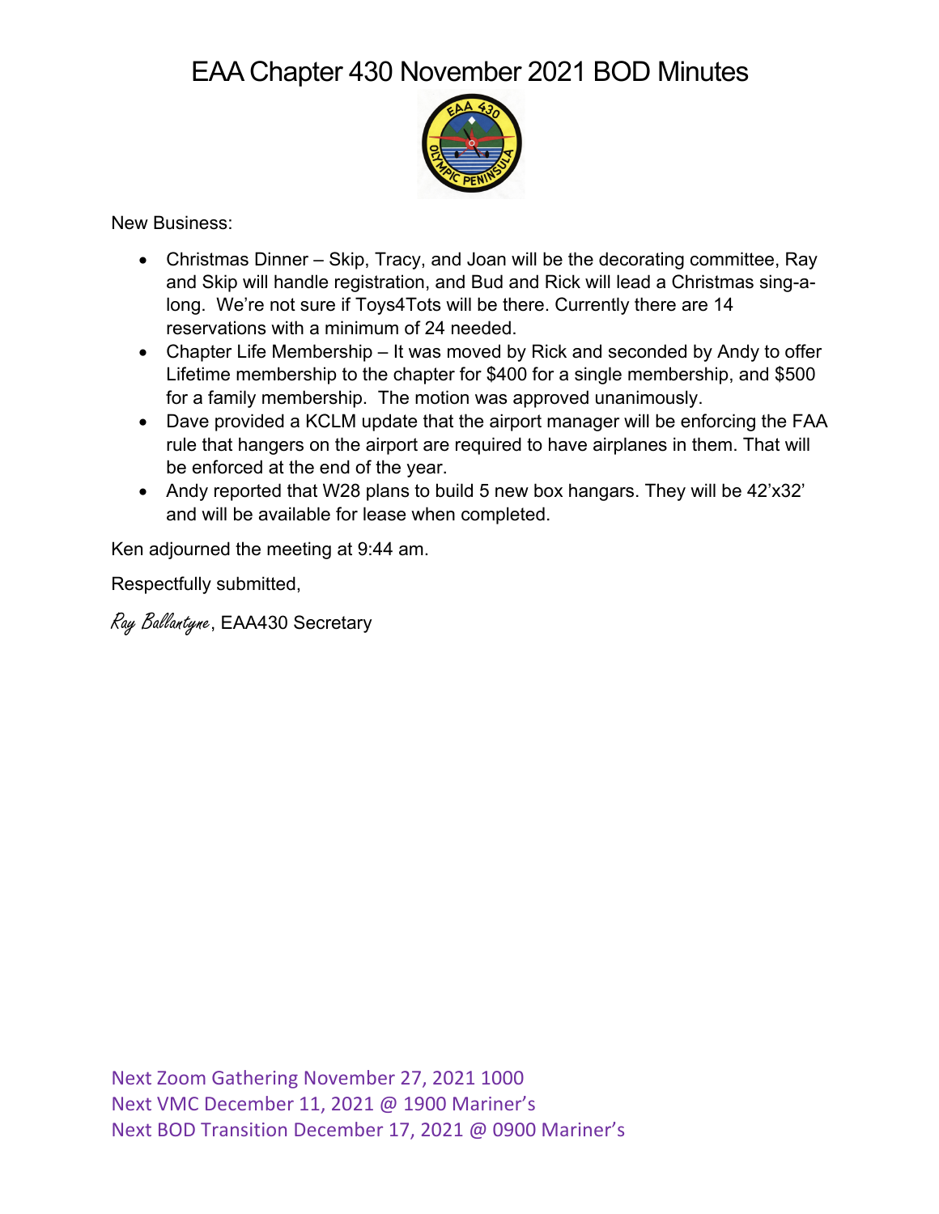# EAA Chapter 430 November 2021 BOD Minutes

New Business:

- Christmas Dinner – Skip, Tracy, and Joan will be the decorating committee, Ray and Skip will handle registration, and Bud and Rick will lead a Christmas sing-a-long. We're not sure if Toys4Tots will be there. Currently there are 14 reservations with a minimum of 24 needed.
- Chapter Life Membership – It was moved by Rick and seconded by Andy to offer Lifetime membership to the chapter for $400 for a single membership, and $500 for a family membership. The motion was approved unanimously.
- Dave provided a KCLM update that the airport manager will be enforcing the FAA rule that hangers on the airport are required to have airplanes in them. That will be enforced at the end of the year.
- Andy reported that W28 plans to build 5 new box hangars. They will be 42'x32' and will be available for lease when completed.

Ken adjourned the meeting at 9:44 am.

Respectfully submitted,

*Ray Ballantyne*, EAA430 Secretary

Next Zoom Gathering November 27, 2021 1000
Next VMC December 11, 2021 @ 1900 Mariner's
Next BOD Transition December 17, 2021 @ 0900 Mariner's